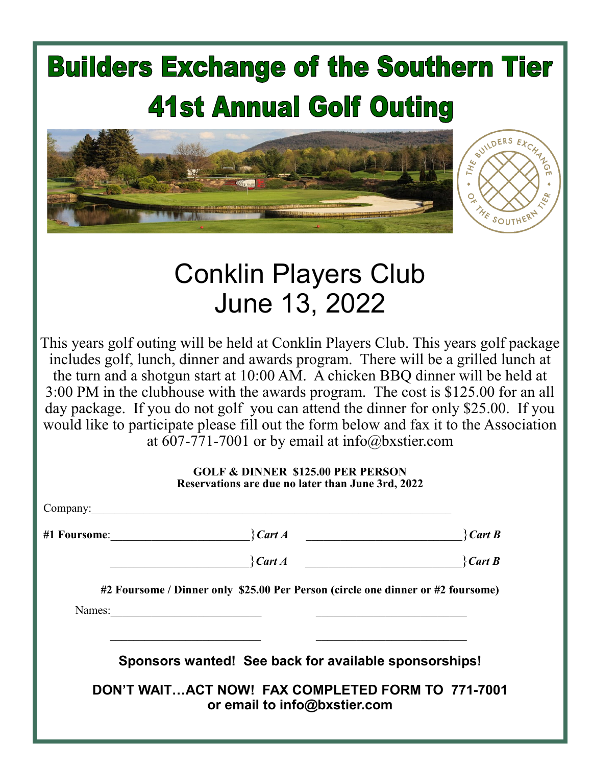# Builders Exchange of the Southern Tier

# 41st Annual Golf Outing

## Conklin Players Club
## June 13, 2022

This years golf outing will be held at Conklin Players Club. This years golf package includes golf, lunch, dinner and awards program. There will be a grilled lunch at the turn and a shotgun start at 10:00 AM. A chicken BBQ dinner will be held at 3:00 PM in the clubhouse with the awards program. The cost is $125.00 for an all day package. If you do not golf you can attend the dinner for only $25.00. If you would like to participate please fill out the form below and fax it to the Association at 607-771-7001 or by email at info@bxstier.com

**GOLF & DINNER $125.00 PER PERSON**
**Reservations are due no later than June 3rd, 2022**

Company:______________________________________________

**#1 Foursome**:________________________ }*Cart A* ________________________ }*Cart B*

________________________ }*Cart A* ________________________ }*Cart B*

**#2 Foursome / Dinner only $25.00 Per Person (circle one dinner or #2 foursome)**

Names:________________________ ________________________

________________________ ________________________

**Sponsors wanted! See back for available sponsorships!**

**DON'T WAIT…ACT NOW! FAX COMPLETED FORM TO 771-7001**
**or email to info@bxstier.com**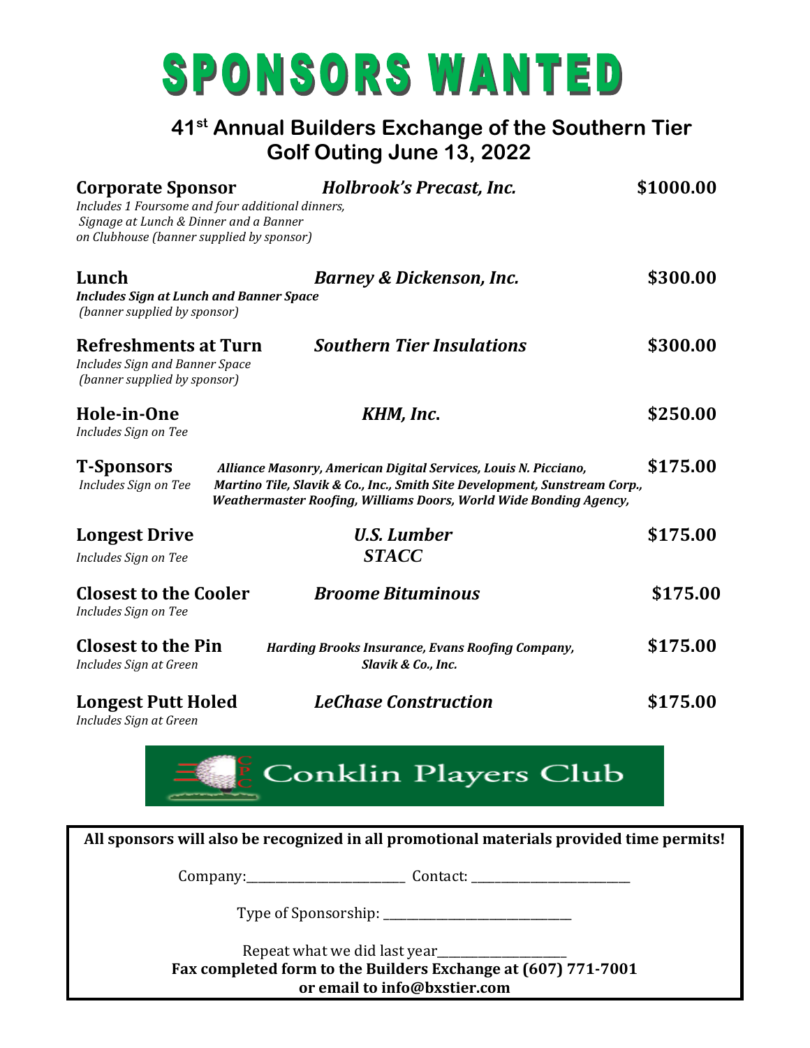# SPONSORS WANTED

## 41st Annual Builders Exchange of the Southern Tier Golf Outing June 13, 2022

| | | |
|---|---|---|
| **Corporate Sponsor**<br>*Includes 1 Foursome and four additional dinners, Signage at Lunch & Dinner and a Banner on Clubhouse (banner supplied by sponsor)* | ***Holbrook's Precast, Inc.*** | **$1000.00** |
| **Lunch**<br>***Includes Sign at Lunch and Banner Space*** *(banner supplied by sponsor)* | ***Barney & Dickenson, Inc.*** | **$300.00** |
| **Refreshments at Turn**<br>*Includes Sign and Banner Space (banner supplied by sponsor)* | ***Southern Tier Insulations*** | **$300.00** |
| **Hole-in-One**<br>*Includes Sign on Tee* | ***KHM, Inc.*** | **$250.00** |
| **T-Sponsors**<br>*Includes Sign on Tee* | ***Alliance Masonry, American Digital Services, Louis N. Picciano, Martino Tile, Slavik & Co., Inc., Smith Site Development, Sunstream Corp., Weathermaster Roofing, Williams Doors, World Wide Bonding Agency,*** | **$175.00** |
| **Longest Drive**<br>*Includes Sign on Tee* | ***U.S. Lumber***<br>***STACC*** | **$175.00** |
| **Closest to the Cooler**<br>*Includes Sign on Tee* | ***Broome Bituminous*** | **$175.00** |
| **Closest to the Pin**<br>*Includes Sign at Green* | ***Harding Brooks Insurance, Evans Roofing Company, Slavik & Co., Inc.*** | **$175.00** |
| **Longest Putt Holed**<br>*Includes Sign at Green* | ***LeChase Construction*** | **$175.00** |

Conklin Players Club

**All sponsors will also be recognized in all promotional materials provided time permits!**

Company:\_\_\_\_\_\_\_\_\_\_\_\_\_\_\_\_\_\_\_\_\_\_\_\_\_\_ Contact: \_\_\_\_\_\_\_\_\_\_\_\_\_\_\_\_\_\_\_\_\_\_\_\_\_\_

Type of Sponsorship: \_\_\_\_\_\_\_\_\_\_\_\_\_\_\_\_\_\_\_\_\_\_\_\_\_\_\_\_\_\_\_\_

Repeat what we did last year\_\_\_\_\_\_\_\_\_\_\_\_\_\_\_\_\_\_\_\_\_

**Fax completed form to the Builders Exchange at (607) 771-7001**
**or email to info@bxstier.com**